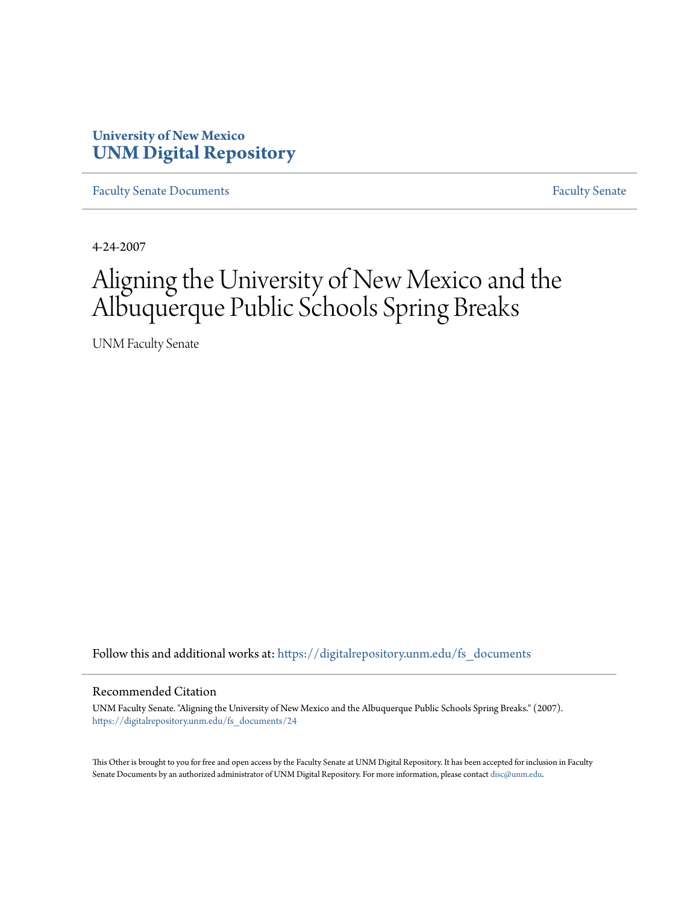University of New Mexico
**UNM Digital Repository**

Faculty Senate Documents | Faculty Senate

4-24-2007

# Aligning the University of New Mexico and the Albuquerque Public Schools Spring Breaks

UNM Faculty Senate

Follow this and additional works at: https://digitalrepository.unm.edu/fs_documents

## Recommended Citation

UNM Faculty Senate. "Aligning the University of New Mexico and the Albuquerque Public Schools Spring Breaks." (2007). https://digitalrepository.unm.edu/fs_documents/24

This Other is brought to you for free and open access by the Faculty Senate at UNM Digital Repository. It has been accepted for inclusion in Faculty Senate Documents by an authorized administrator of UNM Digital Repository. For more information, please contact disc@unm.edu.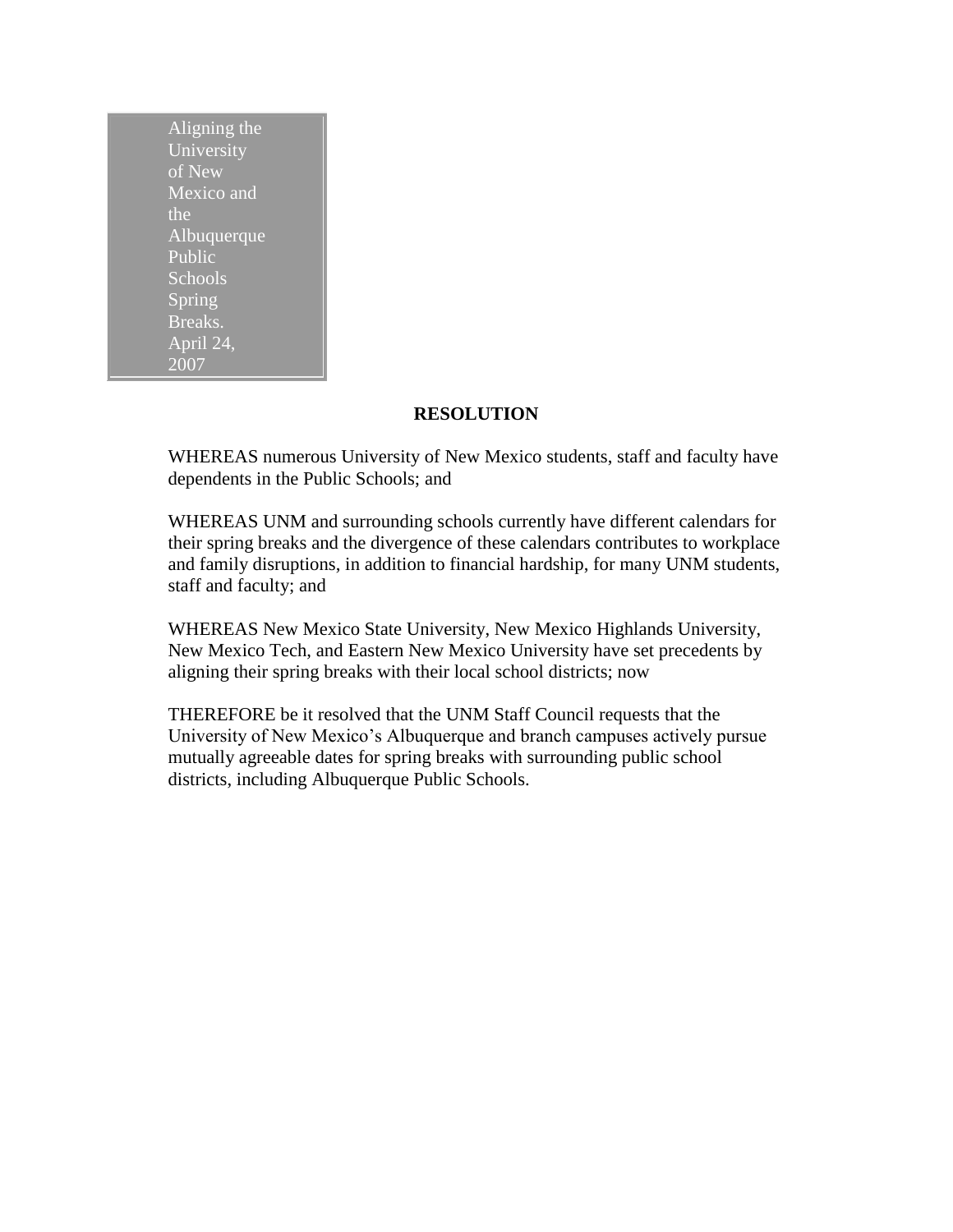Aligning the University of New Mexico and the Albuquerque Public Schools Spring Breaks. April 24, 2007

**RESOLUTION**

WHEREAS numerous University of New Mexico students, staff and faculty have dependents in the Public Schools; and

WHEREAS UNM and surrounding schools currently have different calendars for their spring breaks and the divergence of these calendars contributes to workplace and family disruptions, in addition to financial hardship, for many UNM students, staff and faculty; and

WHEREAS New Mexico State University, New Mexico Highlands University, New Mexico Tech, and Eastern New Mexico University have set precedents by aligning their spring breaks with their local school districts; now

THEREFORE be it resolved that the UNM Staff Council requests that the University of New Mexico's Albuquerque and branch campuses actively pursue mutually agreeable dates for spring breaks with surrounding public school districts, including Albuquerque Public Schools.